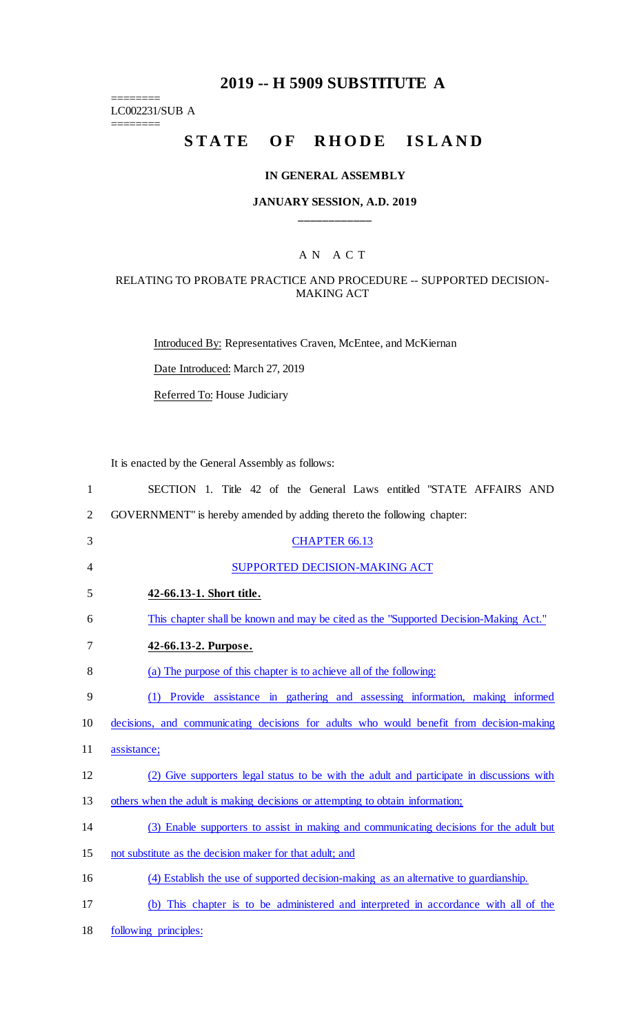# 2019 -- H 5909 SUBSTITUTE A

========
LC002231/SUB A
========

# STATE OF RHODE ISLAND

## IN GENERAL ASSEMBLY

### JANUARY SESSION, A.D. 2019

---

A N A C T

RELATING TO PROBATE PRACTICE AND PROCEDURE -- SUPPORTED DECISION-MAKING ACT

Introduced By: Representatives Craven, McEntee, and McKiernan

Date Introduced: March 27, 2019

Referred To: House Judiciary

It is enacted by the General Assembly as follows:

SECTION 1. Title 42 of the General Laws entitled "STATE AFFAIRS AND GOVERNMENT" is hereby amended by adding thereto the following chapter:

CHAPTER 66.13

SUPPORTED DECISION-MAKING ACT

**42-66.13-1. Short title.**

This chapter shall be known and may be cited as the "Supported Decision-Making Act."

**42-66.13-2. Purpose.**

(a) The purpose of this chapter is to achieve all of the following:

(1) Provide assistance in gathering and assessing information, making informed decisions, and communicating decisions for adults who would benefit from decision-making assistance;

(2) Give supporters legal status to be with the adult and participate in discussions with others when the adult is making decisions or attempting to obtain information;

(3) Enable supporters to assist in making and communicating decisions for the adult but not substitute as the decision maker for that adult; and

(4) Establish the use of supported decision-making as an alternative to guardianship.

(b) This chapter is to be administered and interpreted in accordance with all of the following principles: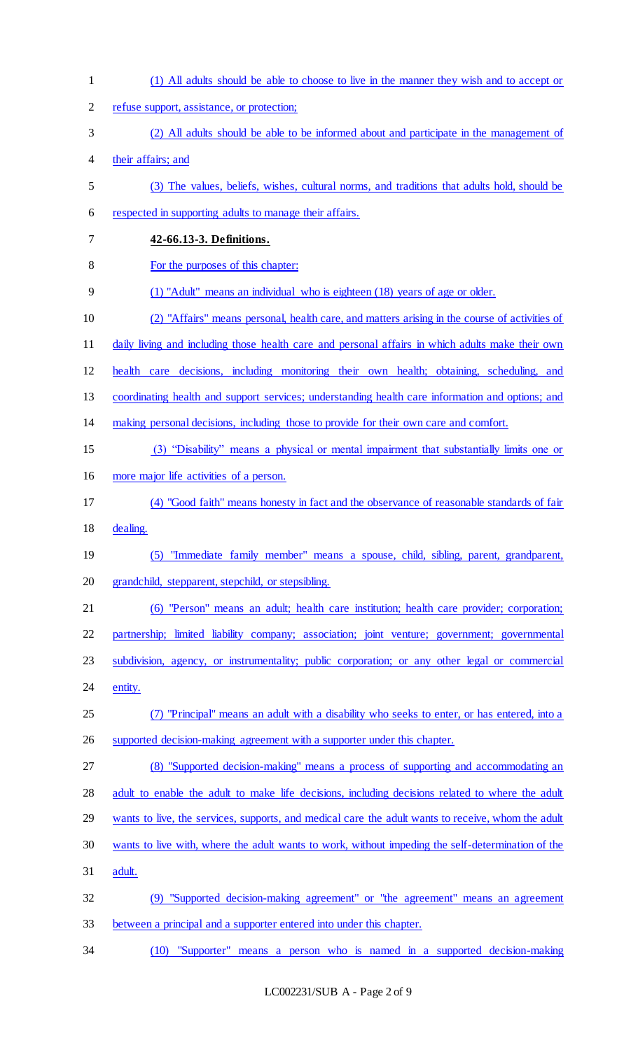(1) All adults should be able to choose to live in the manner they wish and to accept or refuse support, assistance, or protection;

(2) All adults should be able to be informed about and participate in the management of their affairs; and

(3) The values, beliefs, wishes, cultural norms, and traditions that adults hold, should be respected in supporting adults to manage their affairs.

**42-66.13-3. Definitions.**

For the purposes of this chapter:

(1) "Adult" means an individual who is eighteen (18) years of age or older.

(2) "Affairs" means personal, health care, and matters arising in the course of activities of daily living and including those health care and personal affairs in which adults make their own health care decisions, including monitoring their own health; obtaining, scheduling, and coordinating health and support services; understanding health care information and options; and making personal decisions, including those to provide for their own care and comfort.

(3) "Disability" means a physical or mental impairment that substantially limits one or more major life activities of a person.

(4) "Good faith" means honesty in fact and the observance of reasonable standards of fair dealing.

(5) "Immediate family member" means a spouse, child, sibling, parent, grandparent, grandchild, stepparent, stepchild, or stepsibling.

(6) "Person" means an adult; health care institution; health care provider; corporation; partnership; limited liability company; association; joint venture; government; governmental subdivision, agency, or instrumentality; public corporation; or any other legal or commercial entity.

(7) "Principal" means an adult with a disability who seeks to enter, or has entered, into a supported decision-making agreement with a supporter under this chapter.

(8) "Supported decision-making" means a process of supporting and accommodating an adult to enable the adult to make life decisions, including decisions related to where the adult wants to live, the services, supports, and medical care the adult wants to receive, whom the adult wants to live with, where the adult wants to work, without impeding the self-determination of the adult.

(9) "Supported decision-making agreement" or "the agreement" means an agreement between a principal and a supporter entered into under this chapter.

(10) "Supporter" means a person who is named in a supported decision-making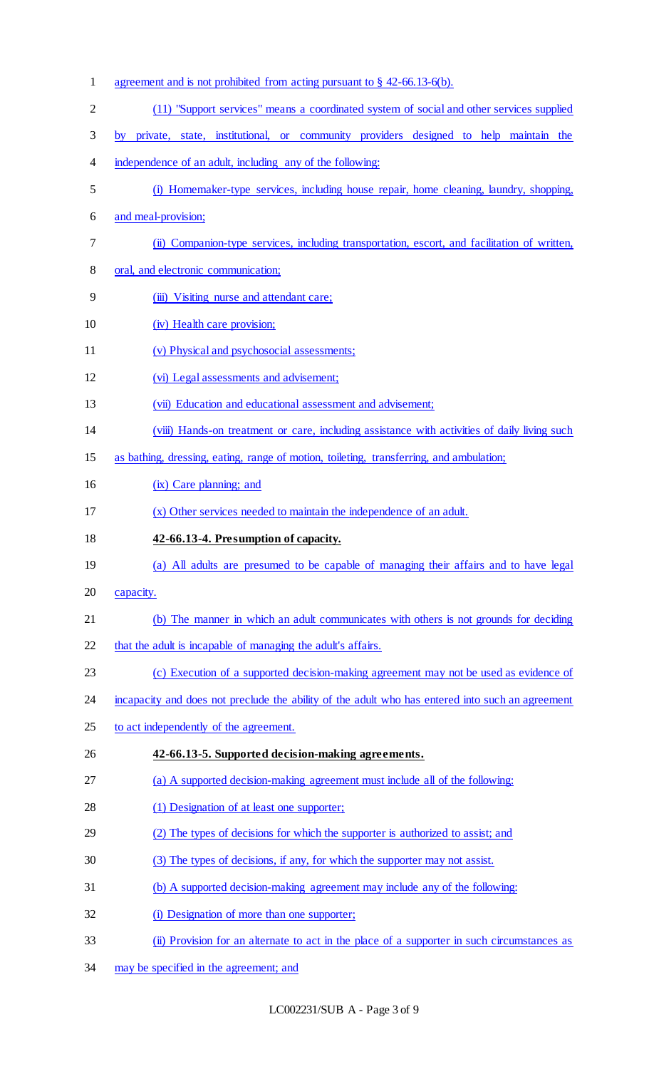agreement and is not prohibited from acting pursuant to § 42-66.13-6(b).

(11) "Support services" means a coordinated system of social and other services supplied by private, state, institutional, or community providers designed to help maintain the independence of an adult, including any of the following:

(i) Homemaker-type services, including house repair, home cleaning, laundry, shopping, and meal-provision;

(ii) Companion-type services, including transportation, escort, and facilitation of written, oral, and electronic communication;

(iii) Visiting nurse and attendant care;

(iv) Health care provision;

(v) Physical and psychosocial assessments;

(vi) Legal assessments and advisement;

(vii) Education and educational assessment and advisement;

(viii) Hands-on treatment or care, including assistance with activities of daily living such as bathing, dressing, eating, range of motion, toileting, transferring, and ambulation;

(ix) Care planning; and

(x) Other services needed to maintain the independence of an adult.

**42-66.13-4. Presumption of capacity.**

(a) All adults are presumed to be capable of managing their affairs and to have legal capacity.

(b) The manner in which an adult communicates with others is not grounds for deciding that the adult is incapable of managing the adult's affairs.

(c) Execution of a supported decision-making agreement may not be used as evidence of incapacity and does not preclude the ability of the adult who has entered into such an agreement to act independently of the agreement.

**42-66.13-5. Supported decision-making agreements.**

(a) A supported decision-making agreement must include all of the following:

(1) Designation of at least one supporter;

(2) The types of decisions for which the supporter is authorized to assist; and

(3) The types of decisions, if any, for which the supporter may not assist.

(b) A supported decision-making agreement may include any of the following:

(i) Designation of more than one supporter;

(ii) Provision for an alternate to act in the place of a supporter in such circumstances as may be specified in the agreement; and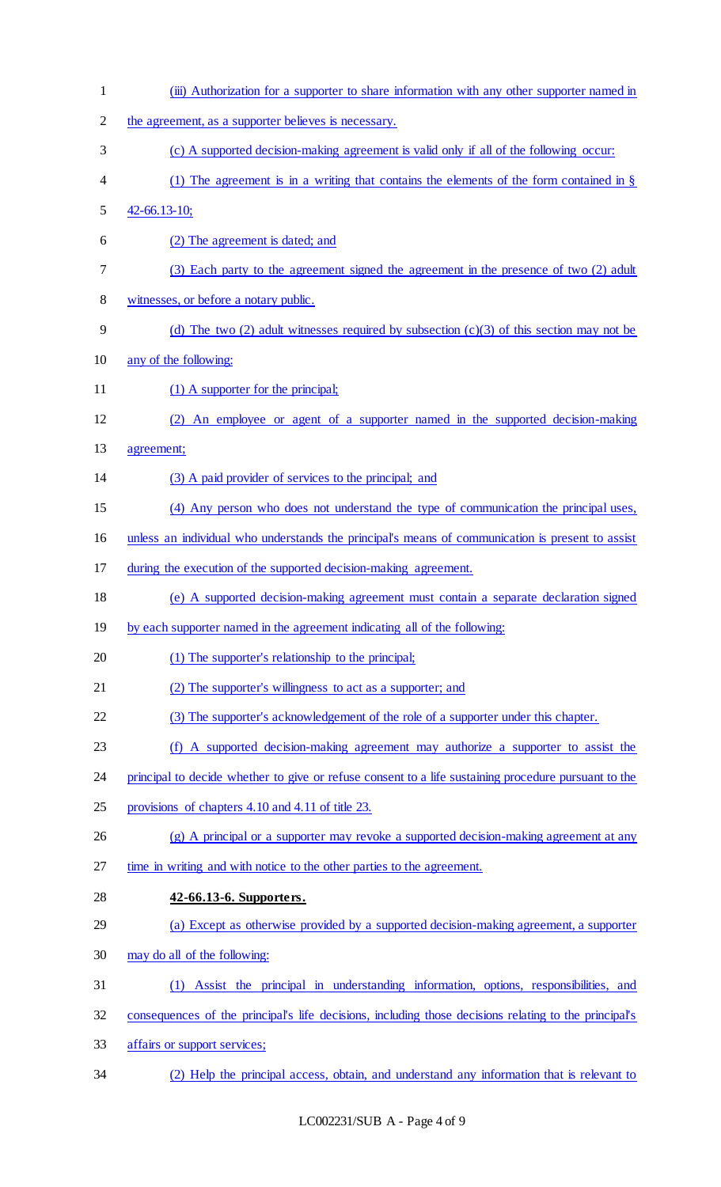(iii) Authorization for a supporter to share information with any other supporter named in the agreement, as a supporter believes is necessary.

(c) A supported decision-making agreement is valid only if all of the following occur:

(1) The agreement is in a writing that contains the elements of the form contained in § 42-66.13-10;

(2) The agreement is dated; and

(3) Each party to the agreement signed the agreement in the presence of two (2) adult witnesses, or before a notary public.

(d) The two (2) adult witnesses required by subsection (c)(3) of this section may not be any of the following:

(1) A supporter for the principal;

(2) An employee or agent of a supporter named in the supported decision-making agreement;

(3) A paid provider of services to the principal; and

(4) Any person who does not understand the type of communication the principal uses, unless an individual who understands the principal's means of communication is present to assist during the execution of the supported decision-making agreement.

(e) A supported decision-making agreement must contain a separate declaration signed by each supporter named in the agreement indicating all of the following:

(1) The supporter's relationship to the principal;

(2) The supporter's willingness to act as a supporter; and

(3) The supporter's acknowledgement of the role of a supporter under this chapter.

(f) A supported decision-making agreement may authorize a supporter to assist the principal to decide whether to give or refuse consent to a life sustaining procedure pursuant to the provisions of chapters 4.10 and 4.11 of title 23.

(g) A principal or a supporter may revoke a supported decision-making agreement at any time in writing and with notice to the other parties to the agreement.

**42-66.13-6. Supporters.**

(a) Except as otherwise provided by a supported decision-making agreement, a supporter may do all of the following:

(1) Assist the principal in understanding information, options, responsibilities, and consequences of the principal's life decisions, including those decisions relating to the principal's affairs or support services;

(2) Help the principal access, obtain, and understand any information that is relevant to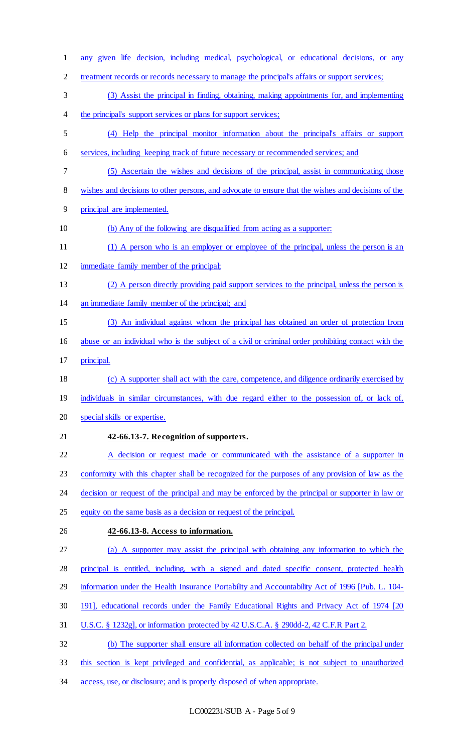any given life decision, including medical, psychological, or educational decisions, or any treatment records or records necessary to manage the principal's affairs or support services;

(3) Assist the principal in finding, obtaining, making appointments for, and implementing the principal's support services or plans for support services;

(4) Help the principal monitor information about the principal's affairs or support services, including keeping track of future necessary or recommended services; and

(5) Ascertain the wishes and decisions of the principal, assist in communicating those wishes and decisions to other persons, and advocate to ensure that the wishes and decisions of the principal are implemented.

(b) Any of the following are disqualified from acting as a supporter:

(1) A person who is an employer or employee of the principal, unless the person is an immediate family member of the principal;

(2) A person directly providing paid support services to the principal, unless the person is an immediate family member of the principal; and

(3) An individual against whom the principal has obtained an order of protection from abuse or an individual who is the subject of a civil or criminal order prohibiting contact with the principal.

(c) A supporter shall act with the care, competence, and diligence ordinarily exercised by individuals in similar circumstances, with due regard either to the possession of, or lack of, special skills or expertise.

**42-66.13-7. Recognition of supporters.**

A decision or request made or communicated with the assistance of a supporter in conformity with this chapter shall be recognized for the purposes of any provision of law as the decision or request of the principal and may be enforced by the principal or supporter in law or equity on the same basis as a decision or request of the principal.

**42-66.13-8. Access to information.**

(a) A supporter may assist the principal with obtaining any information to which the principal is entitled, including, with a signed and dated specific consent, protected health information under the Health Insurance Portability and Accountability Act of 1996 [Pub. L. 104-191], educational records under the Family Educational Rights and Privacy Act of 1974 [20 U.S.C. § 1232g], or information protected by 42 U.S.C.A. § 290dd-2, 42 C.F.R Part 2.

(b) The supporter shall ensure all information collected on behalf of the principal under this section is kept privileged and confidential, as applicable; is not subject to unauthorized access, use, or disclosure; and is properly disposed of when appropriate.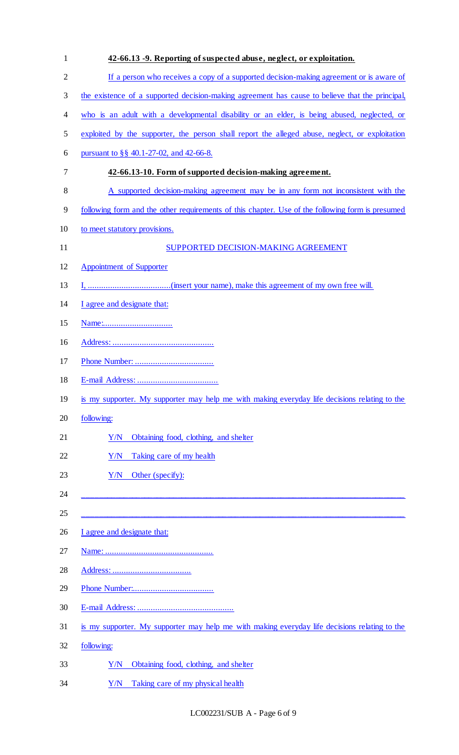**42-66.13 -9. Reporting of suspected abuse, neglect, or exploitation.**

If a person who receives a copy of a supported decision-making agreement or is aware of the existence of a supported decision-making agreement has cause to believe that the principal, who is an adult with a developmental disability or an elder, is being abused, neglected, or exploited by the supporter, the person shall report the alleged abuse, neglect, or exploitation pursuant to §§ 40.1-27-02, and 42-66-8.

**42-66.13-10. Form of supported decision-making agreement.**

A supported decision-making agreement may be in any form not inconsistent with the following form and the other requirements of this chapter. Use of the following form is presumed to meet statutory provisions.

SUPPORTED DECISION-MAKING AGREEMENT

Appointment of Supporter

I, ....................................(insert your name), make this agreement of my own free will.

I agree and designate that:

Name:...............................

Address: .............................................

Phone Number: ...................................

E-mail Address: ....................................

is my supporter. My supporter may help me with making everyday life decisions relating to the following:

Y/N Obtaining food, clothing, and shelter

Y/N Taking care of my health

Y/N Other (specify):

______________________________________________________________________________

______________________________________________________________________________

I agree and designate that:

Name: ................................................

Address: ...................................

Phone Number:....................................

E-mail Address: ...........................................

is my supporter. My supporter may help me with making everyday life decisions relating to the following:

Y/N Obtaining food, clothing, and shelter

Y/N Taking care of my physical health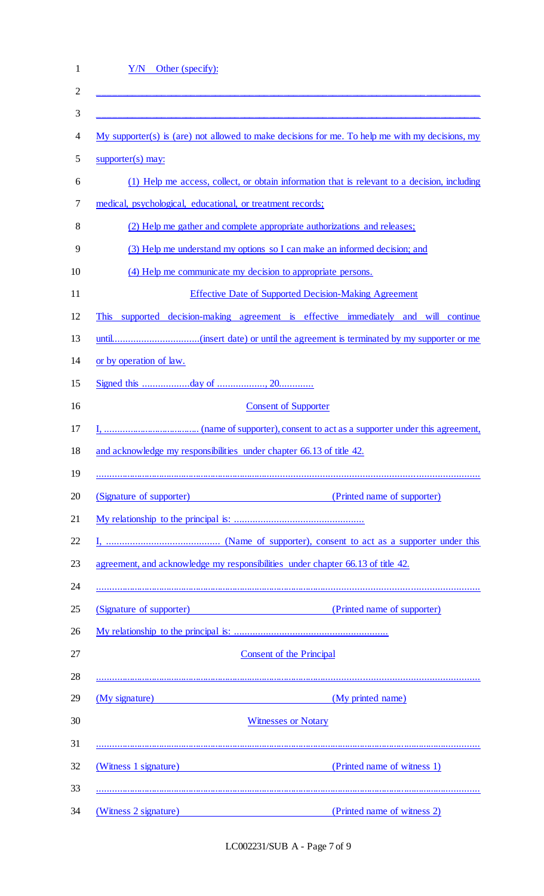Y/N Other (specify):

\_\_\_\_\_\_\_\_\_\_\_\_\_\_\_\_\_\_\_\_\_\_\_\_\_\_\_\_\_\_\_\_\_\_\_\_\_\_\_\_\_\_\_\_\_\_\_\_\_\_\_\_\_\_\_\_\_\_\_\_\_\_\_\_\_\_\_\_\_\_\_\_

\_\_\_\_\_\_\_\_\_\_\_\_\_\_\_\_\_\_\_\_\_\_\_\_\_\_\_\_\_\_\_\_\_\_\_\_\_\_\_\_\_\_\_\_\_\_\_\_\_\_\_\_\_\_\_\_\_\_\_\_\_\_\_\_\_\_\_\_\_\_\_\_

My supporter(s) is (are) not allowed to make decisions for me. To help me with my decisions, my supporter(s) may:

(1) Help me access, collect, or obtain information that is relevant to a decision, including medical, psychological, educational, or treatment records;

(2) Help me gather and complete appropriate authorizations and releases;

(3) Help me understand my options so I can make an informed decision; and

(4) Help me communicate my decision to appropriate persons.

Effective Date of Supported Decision-Making Agreement

This supported decision-making agreement is effective immediately and will continue until.................................(insert date) or until the agreement is terminated by my supporter or me or by operation of law.

Signed this ..................day of .................., 20.............

Consent of Supporter

I, ...................................... (name of supporter), consent to act as a supporter under this agreement, and acknowledge my responsibilities under chapter 66.13 of title 42.

..........................................................................................................................................

(Signature of supporter) (Printed name of supporter)

My relationship to the principal is: .................................................

I, ........................................... (Name of supporter), consent to act as a supporter under this agreement, and acknowledge my responsibilities under chapter 66.13 of title 42.

..........................................................................................................................................

(Signature of supporter) (Printed name of supporter)

My relationship to the principal is: ..........................................................

Consent of the Principal

..........................................................................................................................................

(My signature) (My printed name)

Witnesses or Notary

..........................................................................................................................................

(Witness 1 signature) (Printed name of witness 1)

..........................................................................................................................................

(Witness 2 signature) (Printed name of witness 2)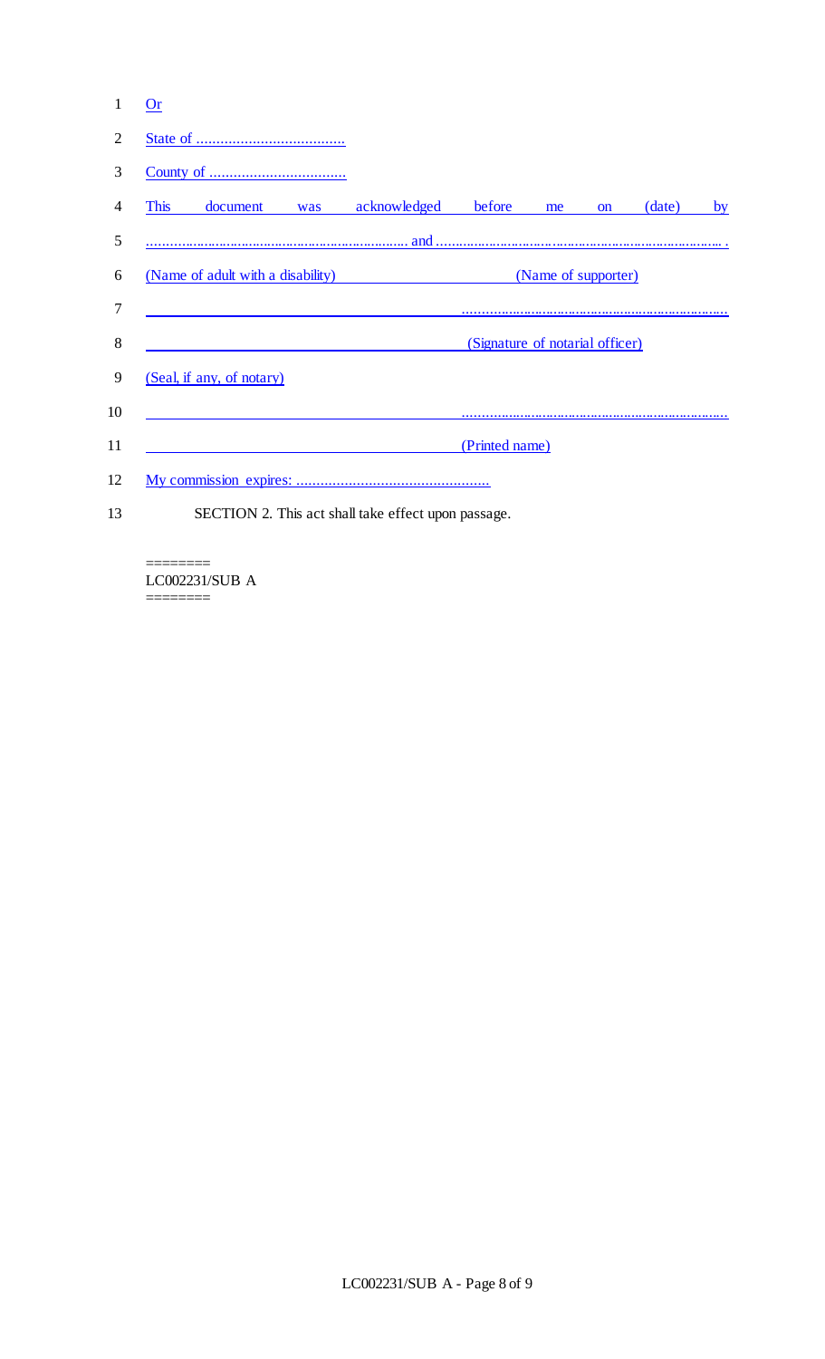Or

State of ....................................

County of ..................................

This document was acknowledged before me on (date) by

.................................................................... and .......................................................................... .

(Name of adult with a disability) (Name of supporter)

.....................................................................

(Signature of notarial officer)

(Seal, if any, of notary)

.....................................................................

(Printed name)

My commission expires: ................................................

SECTION 2. This act shall take effect upon passage.

========
LC002231/SUB A
========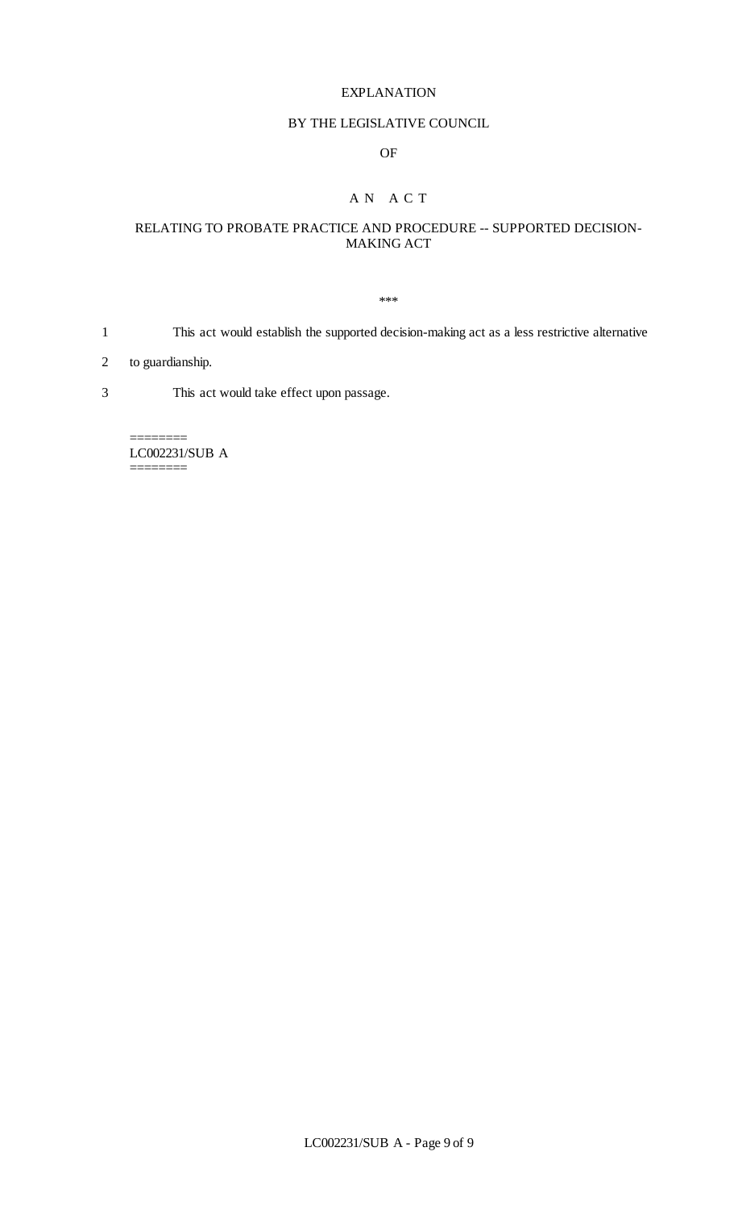EXPLANATION

BY THE LEGISLATIVE COUNCIL

OF

A N A C T

RELATING TO PROBATE PRACTICE AND PROCEDURE -- SUPPORTED DECISION-MAKING ACT

\*\*\*

1 This act would establish the supported decision-making act as a less restrictive alternative

2 to guardianship.

3 This act would take effect upon passage.

========
LC002231/SUB A
========